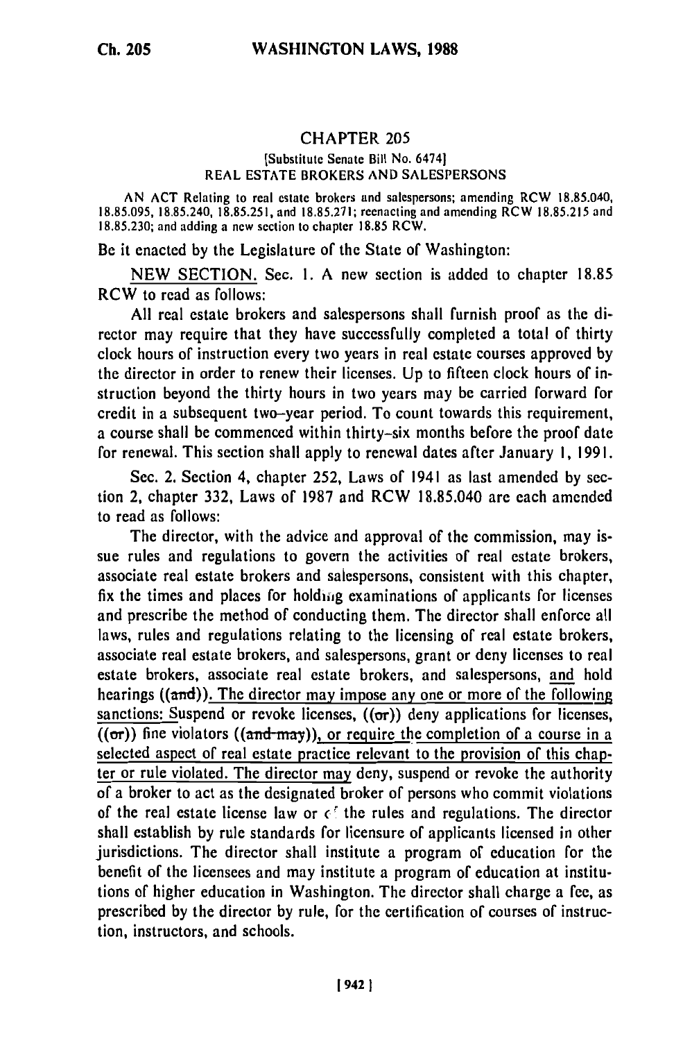# CHAPTER 205

[Substitute Senate Bill No. 6474]

REAL ESTATE BROKERS AND SALESPERSONS

AN ACT Relating to real estate brokers and salespersons; amending RCW 18.85.040, 18.85.095, 18.85.240, 18.85.251, and 18.85.271; reenacting and amending RCW 18.85.215 and 18.85.230; and adding a new section to chapter 18.85 RCW.

Be it enacted by the Legislature of the State of Washington:

NEW SECTION. Sec. 1. A new section is added to chapter 18.85 RCW to read as follows:

All real estate brokers and salespersons shall furnish proof as the director may require that they have successfully completed a total of thirty clock hours of instruction every two years in real estate courses approved by the director in order to renew their licenses. Up to fifteen clock hours of instruction beyond the thirty hours in two years may be carried forward for credit in a subsequent two-year period. To count towards this requirement, a course shall be commenced within thirty-six months before the proof date for renewal. This section shall apply to renewal dates after January 1, 1991.

Sec. 2. Section 4, chapter 252, Laws of 1941 as last amended by section 2, chapter 332, Laws of 1987 and RCW 18.85.040 are each amended to read as follows:

The director, with the advice and approval of the commission, may issue rules and regulations to govern the activities of real estate brokers, associate real estate brokers and salespersons, consistent with this chapter, fix the times and places for holding examinations of applicants for licenses and prescribe the method of conducting them. The director shall enforce all laws, rules and regulations relating to the licensing of real estate brokers, associate real estate brokers, and salespersons, grant or deny licenses to real estate brokers, associate real estate brokers, and salespersons, and hold hearings ((and)). The director may impose any one or more of the following sanctions: Suspend or revoke licenses, ((or)) deny applications for licenses, ((or)) fine violators ((and may)), or require the completion of a course in a selected aspect of real estate practice relevant to the provision of this chapter or rule violated. The director may deny, suspend or revoke the authority of a broker to act as the designated broker of persons who commit violations of the real estate license law or of the rules and regulations. The director shall establish by rule standards for licensure of applicants licensed in other jurisdictions. The director shall institute a program of education for the benefit of the licensees and may institute a program of education at institutions of higher education in Washington. The director shall charge a fee, as prescribed by the director by rule, for the certification of courses of instruction, instructors, and schools.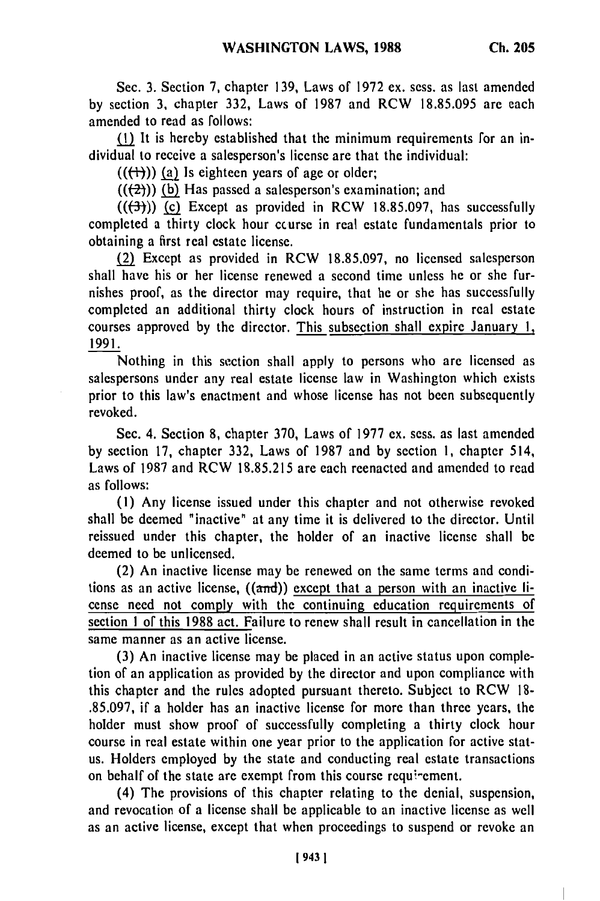Sec. 3. Section 7, chapter 139, Laws of 1972 ex. sess. as last amended by section 3, chapter 332, Laws of 1987 and RCW 18.85.095 are each amended to read as follows:

(1) It is hereby established that the minimum requirements for an individual to receive a salesperson's license are that the individual:

(((1))) (a) Is eighteen years of age or older;

(((2))) (b) Has passed a salesperson's examination; and

(((3))) (c) Except as provided in RCW 18.85.097, has successfully completed a thirty clock hour course in real estate fundamentals prior to obtaining a first real estate license.

(2) Except as provided in RCW 18.85.097, no licensed salesperson shall have his or her license renewed a second time unless he or she furnishes proof, as the director may require, that he or she has successfully completed an additional thirty clock hours of instruction in real estate courses approved by the director. This subsection shall expire January 1, 1991.

Nothing in this section shall apply to persons who are licensed as salespersons under any real estate license law in Washington which exists prior to this law's enactment and whose license has not been subsequently revoked.

Sec. 4. Section 8, chapter 370, Laws of 1977 ex. sess. as last amended by section 17, chapter 332, Laws of 1987 and by section 1, chapter 514, Laws of 1987 and RCW 18.85.215 are each reenacted and amended to read as follows:

(1) Any license issued under this chapter and not otherwise revoked shall be deemed "inactive" at any time it is delivered to the director. Until reissued under this chapter, the holder of an inactive license shall be deemed to be unlicensed.

(2) An inactive license may be renewed on the same terms and conditions as an active license, ((and)) except that a person with an inactive license need not comply with the continuing education requirements of section 1 of this 1988 act. Failure to renew shall result in cancellation in the same manner as an active license.

(3) An inactive license may be placed in an active status upon completion of an application as provided by the director and upon compliance with this chapter and the rules adopted pursuant thereto. Subject to RCW 18-.85.097, if a holder has an inactive license for more than three years, the holder must show proof of successfully completing a thirty clock hour course in real estate within one year prior to the application for active status. Holders employed by the state and conducting real estate transactions on behalf of the state are exempt from this course requirement.

(4) The provisions of this chapter relating to the denial, suspension, and revocation of a license shall be applicable to an inactive license as well as an active license, except that when proceedings to suspend or revoke an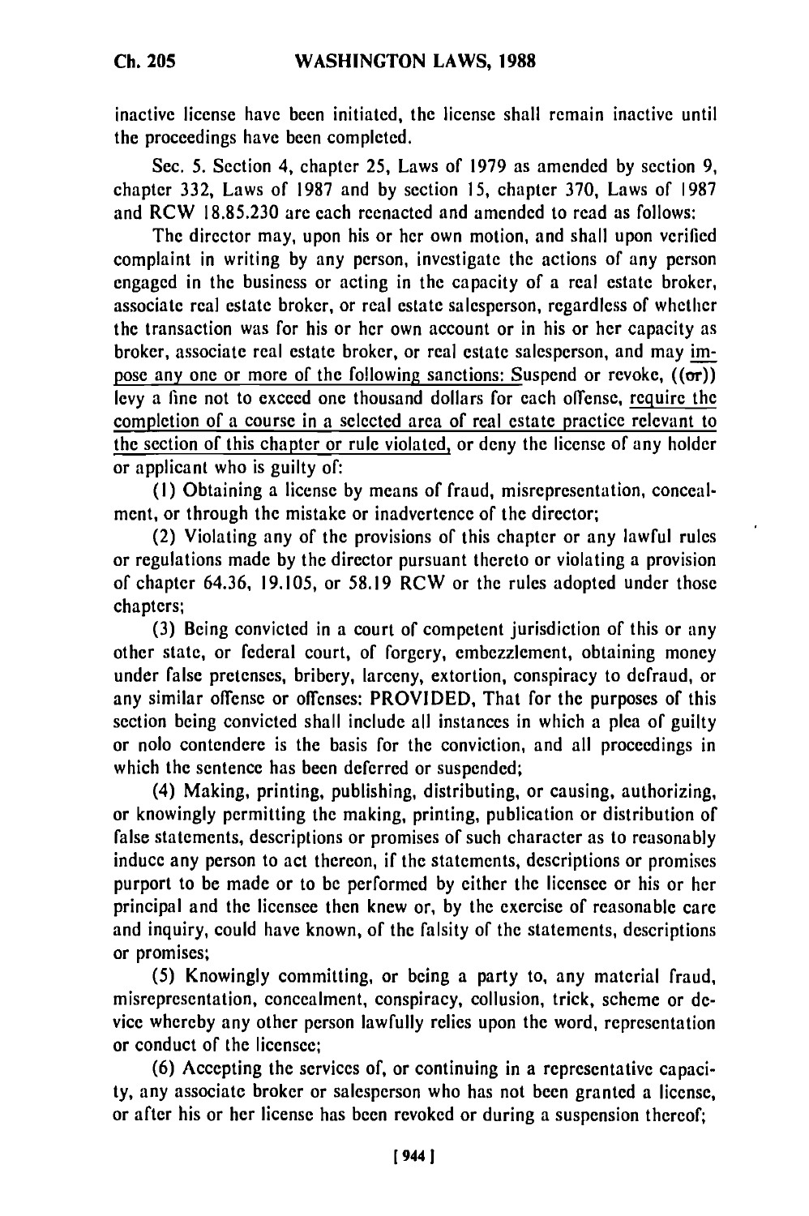inactive license have been initiated, the license shall remain inactive until the proceedings have been completed.

Sec. 5. Section 4, chapter 25, Laws of 1979 as amended by section 9, chapter 332, Laws of 1987 and by section 15, chapter 370, Laws of 1987 and RCW 18.85.230 are each reenacted and amended to read as follows:

The director may, upon his or her own motion, and shall upon verified complaint in writing by any person, investigate the actions of any person engaged in the business or acting in the capacity of a real estate broker, associate real estate broker, or real estate salesperson, regardless of whether the transaction was for his or her own account or in his or her capacity as broker, associate real estate broker, or real estate salesperson, and may impose any one or more of the following sanctions: Suspend or revoke, ((or)) levy a fine not to exceed one thousand dollars for each offense, require the completion of a course in a selected area of real estate practice relevant to the section of this chapter or rule violated, or deny the license of any holder or applicant who is guilty of:

(1) Obtaining a license by means of fraud, misrepresentation, concealment, or through the mistake or inadvertence of the director;

(2) Violating any of the provisions of this chapter or any lawful rules or regulations made by the director pursuant thereto or violating a provision of chapter 64.36, 19.105, or 58.19 RCW or the rules adopted under those chapters;

(3) Being convicted in a court of competent jurisdiction of this or any other state, or federal court, of forgery, embezzlement, obtaining money under false pretenses, bribery, larceny, extortion, conspiracy to defraud, or any similar offense or offenses: PROVIDED, That for the purposes of this section being convicted shall include all instances in which a plea of guilty or nolo contendere is the basis for the conviction, and all proceedings in which the sentence has been deferred or suspended;

(4) Making, printing, publishing, distributing, or causing, authorizing, or knowingly permitting the making, printing, publication or distribution of false statements, descriptions or promises of such character as to reasonably induce any person to act thereon, if the statements, descriptions or promises purport to be made or to be performed by either the licensee or his or her principal and the licensee then knew or, by the exercise of reasonable care and inquiry, could have known, of the falsity of the statements, descriptions or promises;

(5) Knowingly committing, or being a party to, any material fraud, misrepresentation, concealment, conspiracy, collusion, trick, scheme or device whereby any other person lawfully relies upon the word, representation or conduct of the licensee;

(6) Accepting the services of, or continuing in a representative capacity, any associate broker or salesperson who has not been granted a license, or after his or her license has been revoked or during a suspension thereof;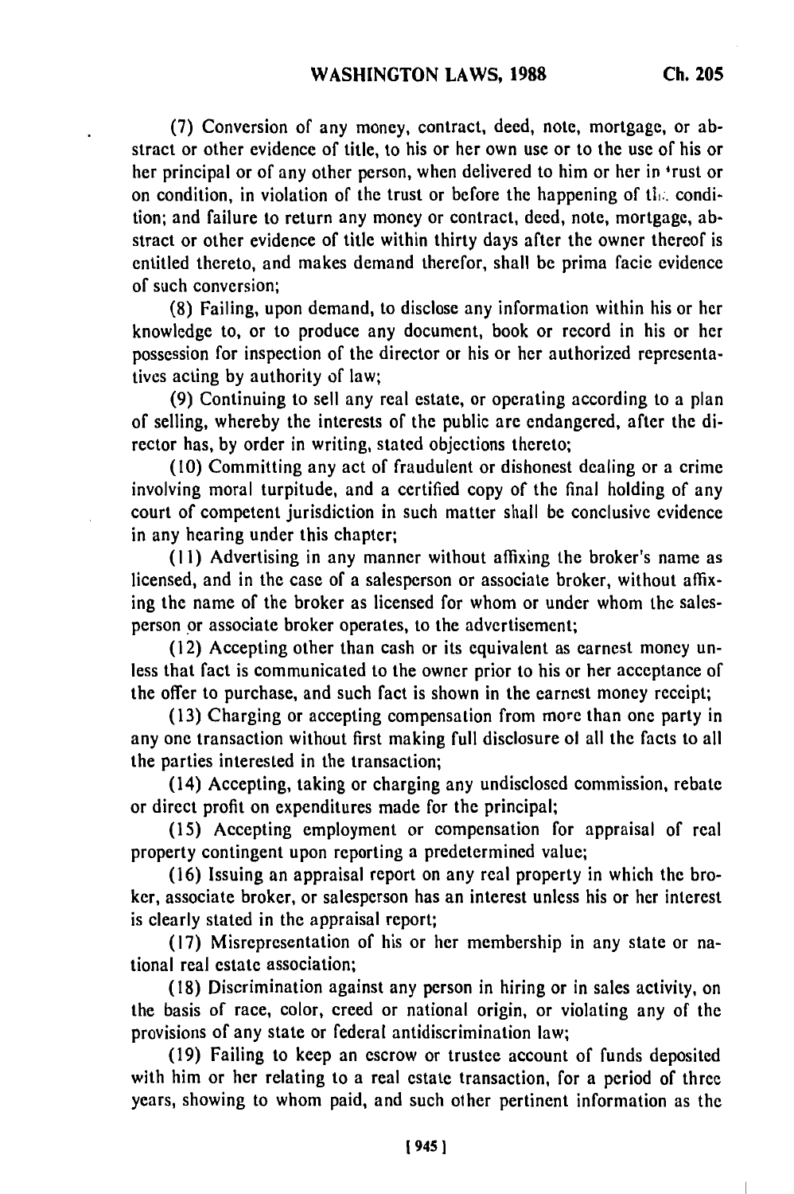(7) Conversion of any money, contract, deed, note, mortgage, or abstract or other evidence of title, to his or her own use or to the use of his or her principal or of any other person, when delivered to him or her in trust or on condition, in violation of the trust or before the happening of the condition; and failure to return any money or contract, deed, note, mortgage, abstract or other evidence of title within thirty days after the owner thereof is entitled thereto, and makes demand therefor, shall be prima facie evidence of such conversion;

(8) Failing, upon demand, to disclose any information within his or her knowledge to, or to produce any document, book or record in his or her possession for inspection of the director or his or her authorized representatives acting by authority of law;

(9) Continuing to sell any real estate, or operating according to a plan of selling, whereby the interests of the public are endangered, after the director has, by order in writing, stated objections thereto;

(10) Committing any act of fraudulent or dishonest dealing or a crime involving moral turpitude, and a certified copy of the final holding of any court of competent jurisdiction in such matter shall be conclusive evidence in any hearing under this chapter;

(11) Advertising in any manner without affixing the broker's name as licensed, and in the case of a salesperson or associate broker, without affixing the name of the broker as licensed for whom or under whom the salesperson or associate broker operates, to the advertisement;

(12) Accepting other than cash or its equivalent as earnest money unless that fact is communicated to the owner prior to his or her acceptance of the offer to purchase, and such fact is shown in the earnest money receipt;

(13) Charging or accepting compensation from more than one party in any one transaction without first making full disclosure of all the facts to all the parties interested in the transaction;

(14) Accepting, taking or charging any undisclosed commission, rebate or direct profit on expenditures made for the principal;

(15) Accepting employment or compensation for appraisal of real property contingent upon reporting a predetermined value;

(16) Issuing an appraisal report on any real property in which the broker, associate broker, or salesperson has an interest unless his or her interest is clearly stated in the appraisal report;

(17) Misrepresentation of his or her membership in any state or national real estate association;

(18) Discrimination against any person in hiring or in sales activity, on the basis of race, color, creed or national origin, or violating any of the provisions of any state or federal antidiscrimination law;

(19) Failing to keep an escrow or trustee account of funds deposited with him or her relating to a real estate transaction, for a period of three years, showing to whom paid, and such other pertinent information as the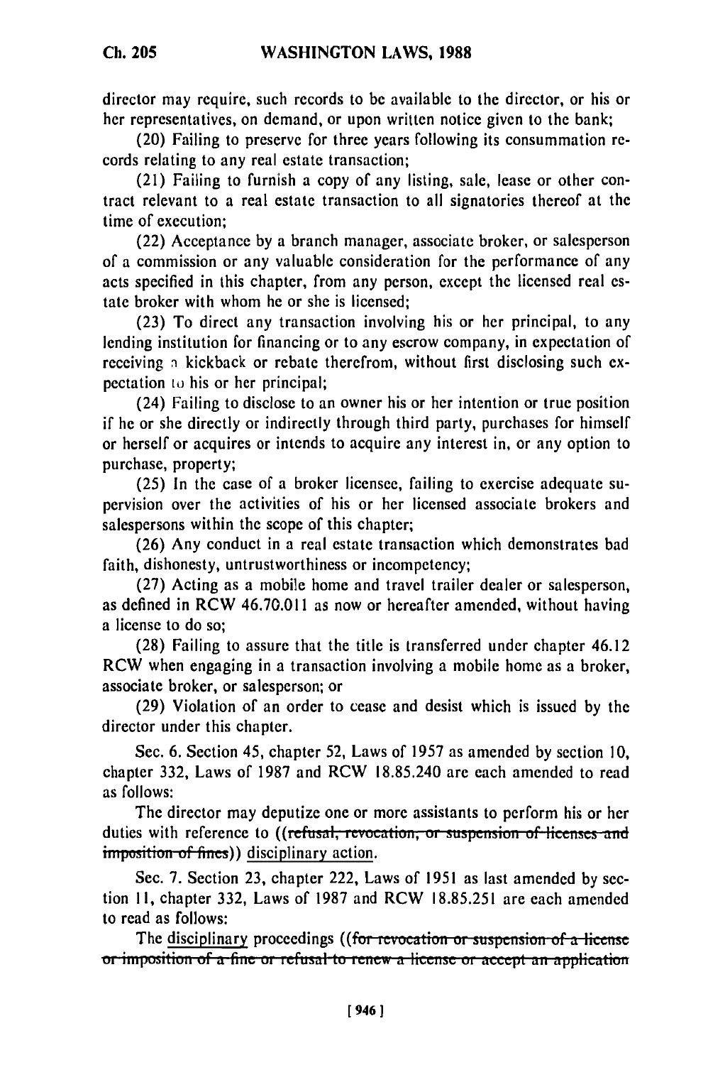director may require, such records to be available to the director, or his or her representatives, on demand, or upon written notice given to the bank;

(20) Failing to preserve for three years following its consummation records relating to any real estate transaction;

(21) Failing to furnish a copy of any listing, sale, lease or other contract relevant to a real estate transaction to all signatories thereof at the time of execution;

(22) Acceptance by a branch manager, associate broker, or salesperson of a commission or any valuable consideration for the performance of any acts specified in this chapter, from any person, except the licensed real estate broker with whom he or she is licensed;

(23) To direct any transaction involving his or her principal, to any lending institution for financing or to any escrow company, in expectation of receiving a kickback or rebate therefrom, without first disclosing such expectation to his or her principal;

(24) Failing to disclose to an owner his or her intention or true position if he or she directly or indirectly through third party, purchases for himself or herself or acquires or intends to acquire any interest in, or any option to purchase, property;

(25) In the case of a broker licensee, failing to exercise adequate supervision over the activities of his or her licensed associate brokers and salespersons within the scope of this chapter;

(26) Any conduct in a real estate transaction which demonstrates bad faith, dishonesty, untrustworthiness or incompetency;

(27) Acting as a mobile home and travel trailer dealer or salesperson, as defined in RCW 46.70.011 as now or hereafter amended, without having a license to do so;

(28) Failing to assure that the title is transferred under chapter 46.12 RCW when engaging in a transaction involving a mobile home as a broker, associate broker, or salesperson; or

(29) Violation of an order to cease and desist which is issued by the director under this chapter.

Sec. 6. Section 45, chapter 52, Laws of 1957 as amended by section 10, chapter 332, Laws of 1987 and RCW 18.85.240 are each amended to read as follows:

The director may deputize one or more assistants to perform his or her duties with reference to ((~~refusal, revocation, or suspension of licenses and imposition of fines~~)) <u>disciplinary action</u>.

Sec. 7. Section 23, chapter 222, Laws of 1951 as last amended by section 11, chapter 332, Laws of 1987 and RCW 18.85.251 are each amended to read as follows:

The <u>disciplinary</u> proceedings ((~~for revocation or suspension of a license or imposition of a fine or refusal to renew a license or accept an application~~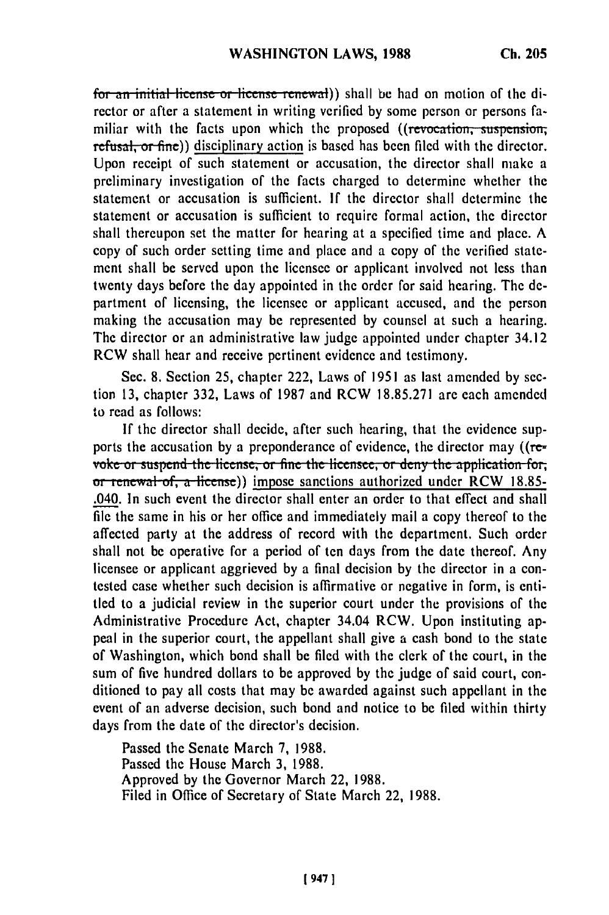~~for an initial license or license renewal~~)) shall be had on motion of the director or after a statement in writing verified by some person or persons familiar with the facts upon which the proposed ((~~revocation, suspension, refusal, or fine~~)) disciplinary action is based has been filed with the director. Upon receipt of such statement or accusation, the director shall make a preliminary investigation of the facts charged to determine whether the statement or accusation is sufficient. If the director shall determine the statement or accusation is sufficient to require formal action, the director shall thereupon set the matter for hearing at a specified time and place. A copy of such order setting time and place and a copy of the verified statement shall be served upon the licensee or applicant involved not less than twenty days before the day appointed in the order for said hearing. The department of licensing, the licensee or applicant accused, and the person making the accusation may be represented by counsel at such a hearing. The director or an administrative law judge appointed under chapter 34.12 RCW shall hear and receive pertinent evidence and testimony.

Sec. 8. Section 25, chapter 222, Laws of 1951 as last amended by section 13, chapter 332, Laws of 1987 and RCW 18.85.271 are each amended to read as follows:

If the director shall decide, after such hearing, that the evidence supports the accusation by a preponderance of evidence, the director may ((~~revoke or suspend the license, or fine the licensee, or deny the application for, or renewal of, a license~~)) impose sanctions authorized under RCW 18.85.040. In such event the director shall enter an order to that effect and shall file the same in his or her office and immediately mail a copy thereof to the affected party at the address of record with the department. Such order shall not be operative for a period of ten days from the date thereof. Any licensee or applicant aggrieved by a final decision by the director in a contested case whether such decision is affirmative or negative in form, is entitled to a judicial review in the superior court under the provisions of the Administrative Procedure Act, chapter 34.04 RCW. Upon instituting appeal in the superior court, the appellant shall give a cash bond to the state of Washington, which bond shall be filed with the clerk of the court, in the sum of five hundred dollars to be approved by the judge of said court, conditioned to pay all costs that may be awarded against such appellant in the event of an adverse decision, such bond and notice to be filed within thirty days from the date of the director's decision.

Passed the Senate March 7, 1988.
Passed the House March 3, 1988.
Approved by the Governor March 22, 1988.
Filed in Office of Secretary of State March 22, 1988.